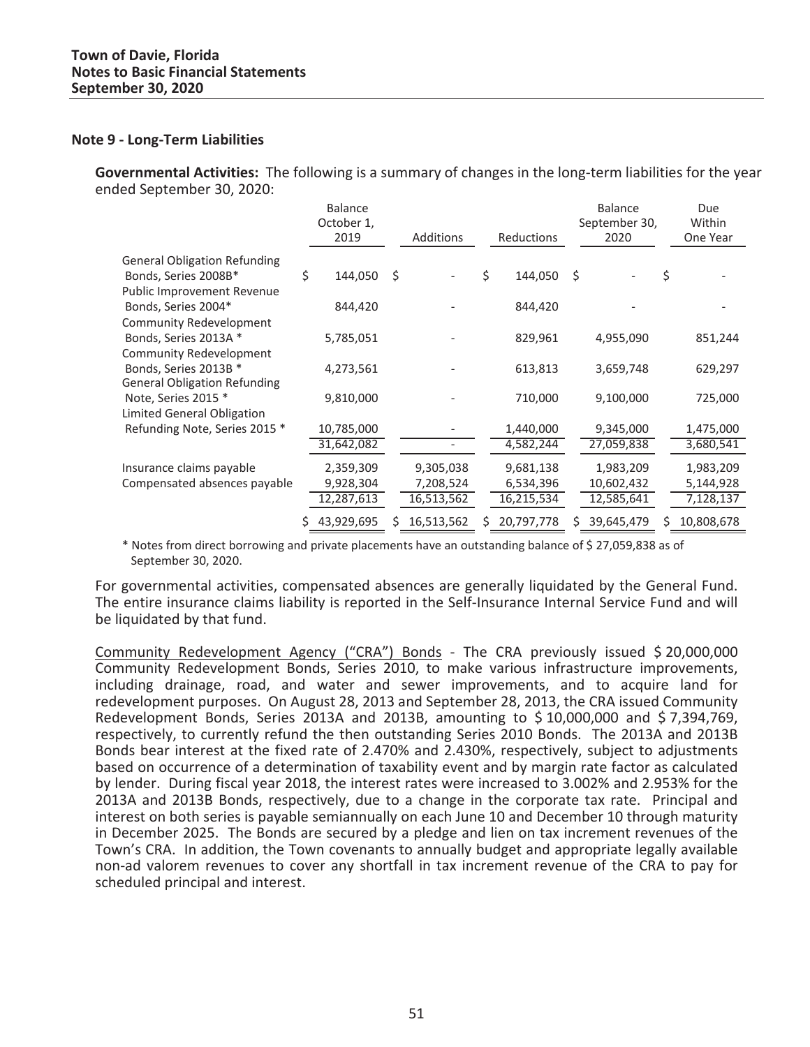**Town of Davie, Florida**
**Notes to Basic Financial Statements**
**September 30, 2020**

## Note 9 - Long-Term Liabilities

**Governmental Activities:** The following is a summary of changes in the long-term liabilities for the year ended September 30, 2020:

| | Balance October 1, 2019 | Additions | Reductions | Balance September 30, 2020 | Due Within One Year |
|---|---|---|---|---|---|
| General Obligation Refunding Bonds, Series 2008B* | $ 144,050 | $ - | $ 144,050 | $ - | $ - |
| Public Improvement Revenue Bonds, Series 2004* | 844,420 | - | 844,420 | - | - |
| Community Redevelopment Bonds, Series 2013A * | 5,785,051 | - | 829,961 | 4,955,090 | 851,244 |
| Community Redevelopment Bonds, Series 2013B * | 4,273,561 | - | 613,813 | 3,659,748 | 629,297 |
| General Obligation Refunding Note, Series 2015 * | 9,810,000 | - | 710,000 | 9,100,000 | 725,000 |
| Limited General Obligation Refunding Note, Series 2015 * | 10,785,000 | - | 1,440,000 | 9,345,000 | 1,475,000 |
| | 31,642,082 | - | 4,582,244 | 27,059,838 | 3,680,541 |
| Insurance claims payable | 2,359,309 | 9,305,038 | 9,681,138 | 1,983,209 | 1,983,209 |
| Compensated absences payable | 9,928,304 | 7,208,524 | 6,534,396 | 10,602,432 | 5,144,928 |
| | 12,287,613 | 16,513,562 | 16,215,534 | 12,585,641 | 7,128,137 |
| | $ 43,929,695 | $ 16,513,562 | $ 20,797,778 | $ 39,645,479 | $ 10,808,678 |

\* Notes from direct borrowing and private placements have an outstanding balance of $ 27,059,838 as of September 30, 2020.

For governmental activities, compensated absences are generally liquidated by the General Fund. The entire insurance claims liability is reported in the Self-Insurance Internal Service Fund and will be liquidated by that fund.

Community Redevelopment Agency ("CRA") Bonds - The CRA previously issued $ 20,000,000 Community Redevelopment Bonds, Series 2010, to make various infrastructure improvements, including drainage, road, and water and sewer improvements, and to acquire land for redevelopment purposes. On August 28, 2013 and September 28, 2013, the CRA issued Community Redevelopment Bonds, Series 2013A and 2013B, amounting to $ 10,000,000 and $ 7,394,769, respectively, to currently refund the then outstanding Series 2010 Bonds. The 2013A and 2013B Bonds bear interest at the fixed rate of 2.470% and 2.430%, respectively, subject to adjustments based on occurrence of a determination of taxability event and by margin rate factor as calculated by lender. During fiscal year 2018, the interest rates were increased to 3.002% and 2.953% for the 2013A and 2013B Bonds, respectively, due to a change in the corporate tax rate. Principal and interest on both series is payable semiannually on each June 10 and December 10 through maturity in December 2025. The Bonds are secured by a pledge and lien on tax increment revenues of the Town's CRA. In addition, the Town covenants to annually budget and appropriate legally available non-ad valorem revenues to cover any shortfall in tax increment revenue of the CRA to pay for scheduled principal and interest.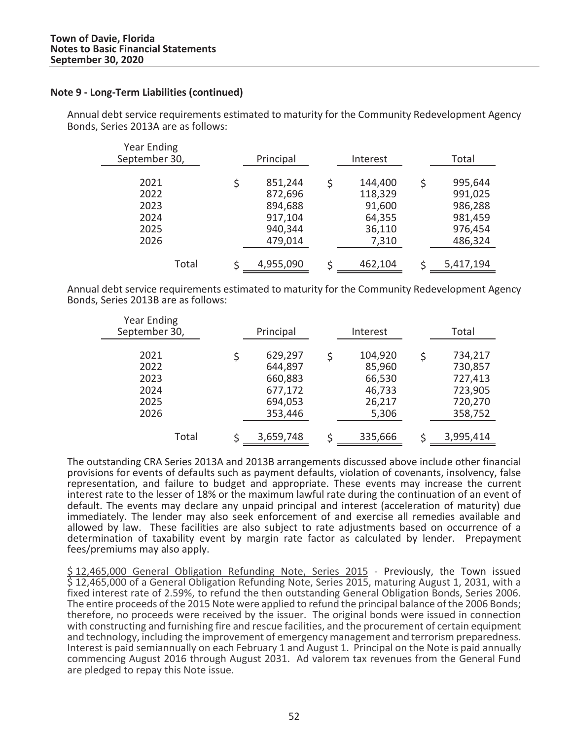### Note 9 - Long-Term Liabilities (continued)

Annual debt service requirements estimated to maturity for the Community Redevelopment Agency Bonds, Series 2013A are as follows:

| Year Ending September 30, | Principal | Interest | Total |
|---|---|---|---|
| 2021 | $ 851,244 | $ 144,400 | $ 995,644 |
| 2022 | 872,696 | 118,329 | 991,025 |
| 2023 | 894,688 | 91,600 | 986,288 |
| 2024 | 917,104 | 64,355 | 981,459 |
| 2025 | 940,344 | 36,110 | 976,454 |
| 2026 | 479,014 | 7,310 | 486,324 |
| Total | $ 4,955,090 | $ 462,104 | $ 5,417,194 |

Annual debt service requirements estimated to maturity for the Community Redevelopment Agency Bonds, Series 2013B are as follows:

| Year Ending September 30, | Principal | Interest | Total |
|---|---|---|---|
| 2021 | $ 629,297 | $ 104,920 | $ 734,217 |
| 2022 | 644,897 | 85,960 | 730,857 |
| 2023 | 660,883 | 66,530 | 727,413 |
| 2024 | 677,172 | 46,733 | 723,905 |
| 2025 | 694,053 | 26,217 | 720,270 |
| 2026 | 353,446 | 5,306 | 358,752 |
| Total | $ 3,659,748 | $ 335,666 | $ 3,995,414 |

The outstanding CRA Series 2013A and 2013B arrangements discussed above include other financial provisions for events of defaults such as payment defaults, violation of covenants, insolvency, false representation, and failure to budget and appropriate. These events may increase the current interest rate to the lesser of 18% or the maximum lawful rate during the continuation of an event of default. The events may declare any unpaid principal and interest (acceleration of maturity) due immediately. The lender may also seek enforcement of and exercise all remedies available and allowed by law. These facilities are also subject to rate adjustments based on occurrence of a determination of taxability event by margin rate factor as calculated by lender. Prepayment fees/premiums may also apply.

$ 12,465,000 General Obligation Refunding Note, Series 2015 - Previously, the Town issued $ 12,465,000 of a General Obligation Refunding Note, Series 2015, maturing August 1, 2031, with a fixed interest rate of 2.59%, to refund the then outstanding General Obligation Bonds, Series 2006. The entire proceeds of the 2015 Note were applied to refund the principal balance of the 2006 Bonds; therefore, no proceeds were received by the issuer. The original bonds were issued in connection with constructing and furnishing fire and rescue facilities, and the procurement of certain equipment and technology, including the improvement of emergency management and terrorism preparedness. Interest is paid semiannually on each February 1 and August 1. Principal on the Note is paid annually commencing August 2016 through August 2031. Ad valorem tax revenues from the General Fund are pledged to repay this Note issue.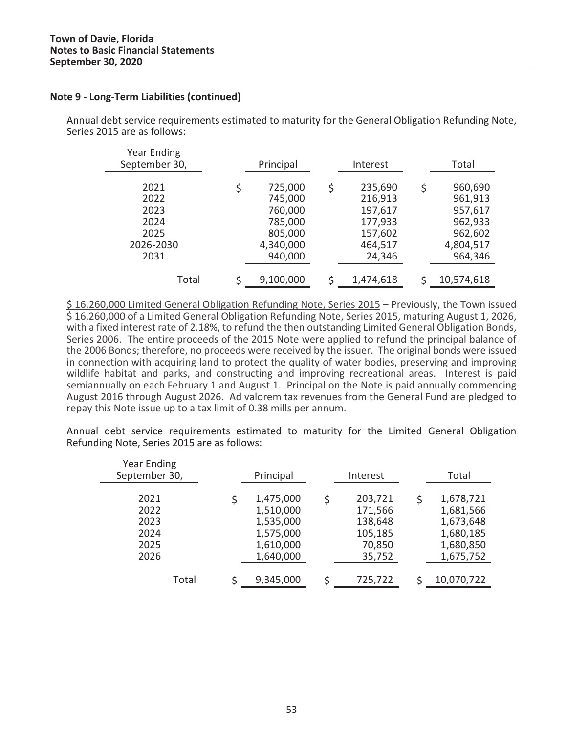**Town of Davie, Florida**
**Notes to Basic Financial Statements**
**September 30, 2020**

**Note 9 - Long-Term Liabilities (continued)**

Annual debt service requirements estimated to maturity for the General Obligation Refunding Note, Series 2015 are as follows:

| Year Ending September 30, | Principal | Interest | Total |
|---|---|---|---|
| 2021 | $ 725,000 | $ 235,690 | $ 960,690 |
| 2022 | 745,000 | 216,913 | 961,913 |
| 2023 | 760,000 | 197,617 | 957,617 |
| 2024 | 785,000 | 177,933 | 962,933 |
| 2025 | 805,000 | 157,602 | 962,602 |
| 2026-2030 | 4,340,000 | 464,517 | 4,804,517 |
| 2031 | 940,000 | 24,346 | 964,346 |
| Total | $ 9,100,000 | $ 1,474,618 | $ 10,574,618 |

<u>$ 16,260,000 Limited General Obligation Refunding Note, Series 2015</u> – Previously, the Town issued $ 16,260,000 of a Limited General Obligation Refunding Note, Series 2015, maturing August 1, 2026, with a fixed interest rate of 2.18%, to refund the then outstanding Limited General Obligation Bonds, Series 2006. The entire proceeds of the 2015 Note were applied to refund the principal balance of the 2006 Bonds; therefore, no proceeds were received by the issuer. The original bonds were issued in connection with acquiring land to protect the quality of water bodies, preserving and improving wildlife habitat and parks, and constructing and improving recreational areas. Interest is paid semiannually on each February 1 and August 1. Principal on the Note is paid annually commencing August 2016 through August 2026. Ad valorem tax revenues from the General Fund are pledged to repay this Note issue up to a tax limit of 0.38 mills per annum.

Annual debt service requirements estimated to maturity for the Limited General Obligation Refunding Note, Series 2015 are as follows:

| Year Ending September 30, | Principal | Interest | Total |
|---|---|---|---|
| 2021 | $ 1,475,000 | $ 203,721 | $ 1,678,721 |
| 2022 | 1,510,000 | 171,566 | 1,681,566 |
| 2023 | 1,535,000 | 138,648 | 1,673,648 |
| 2024 | 1,575,000 | 105,185 | 1,680,185 |
| 2025 | 1,610,000 | 70,850 | 1,680,850 |
| 2026 | 1,640,000 | 35,752 | 1,675,752 |
| Total | $ 9,345,000 | $ 725,722 | $ 10,070,722 |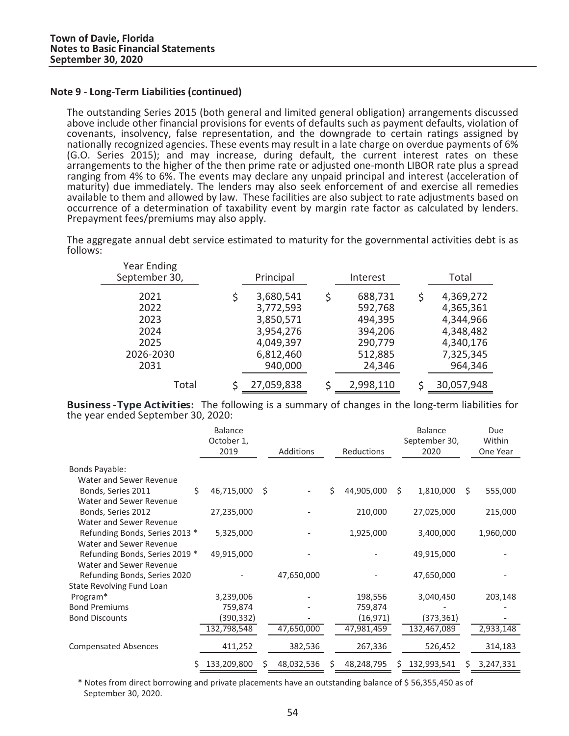#### Note 9 - Long-Term Liabilities (continued)

The outstanding Series 2015 (both general and limited general obligation) arrangements discussed above include other financial provisions for events of defaults such as payment defaults, violation of covenants, insolvency, false representation, and the downgrade to certain ratings assigned by nationally recognized agencies. These events may result in a late charge on overdue payments of 6% (G.O. Series 2015); and may increase, during default, the current interest rates on these arrangements to the higher of the then prime rate or adjusted one-month LIBOR rate plus a spread ranging from 4% to 6%. The events may declare any unpaid principal and interest (acceleration of maturity) due immediately. The lenders may also seek enforcement of and exercise all remedies available to them and allowed by law. These facilities are also subject to rate adjustments based on occurrence of a determination of taxability event by margin rate factor as calculated by lenders. Prepayment fees/premiums may also apply.

The aggregate annual debt service estimated to maturity for the governmental activities debt is as follows:

| Year Ending September 30, | Principal | Interest | Total |
|---|---|---|---|
| 2021 | $ 3,680,541 | $ 688,731 | $ 4,369,272 |
| 2022 | 3,772,593 | 592,768 | 4,365,361 |
| 2023 | 3,850,571 | 494,395 | 4,344,966 |
| 2024 | 3,954,276 | 394,206 | 4,348,482 |
| 2025 | 4,049,397 | 290,779 | 4,340,176 |
| 2026-2030 | 6,812,460 | 512,885 | 7,325,345 |
| 2031 | 940,000 | 24,346 | 964,346 |
| Total | $ 27,059,838 | $ 2,998,110 | $ 30,057,948 |

**Business-Type Activities:** The following is a summary of changes in the long-term liabilities for the year ended September 30, 2020:

| | Balance October 1, 2019 | Additions | Reductions | Balance September 30, 2020 | Due Within One Year |
|---|---|---|---|---|---|
| Bonds Payable: | | | | | |
| Water and Sewer Revenue Bonds, Series 2011 | $ 46,715,000 | $ - | $ 44,905,000 | $ 1,810,000 | $ 555,000 |
| Water and Sewer Revenue Bonds, Series 2012 | 27,235,000 | - | 210,000 | 27,025,000 | 215,000 |
| Water and Sewer Revenue Refunding Bonds, Series 2013 * | 5,325,000 | - | 1,925,000 | 3,400,000 | 1,960,000 |
| Water and Sewer Revenue Refunding Bonds, Series 2019 * | 49,915,000 | - | - | 49,915,000 | - |
| Water and Sewer Revenue Refunding Bonds, Series 2020 | - | 47,650,000 | - | 47,650,000 | - |
| State Revolving Fund Loan Program* | 3,239,006 | - | 198,556 | 3,040,450 | 203,148 |
| Bond Premiums | 759,874 | - | 759,874 | - | - |
| Bond Discounts | (390,332) | - | (16,971) | (373,361) | - |
| | 132,798,548 | 47,650,000 | 47,981,459 | 132,467,089 | 2,933,148 |
| Compensated Absences | 411,252 | 382,536 | 267,336 | 526,452 | 314,183 |
| | $ 133,209,800 | $ 48,032,536 | $ 48,248,795 | $ 132,993,541 | $ 3,247,331 |

* Notes from direct borrowing and private placements have an outstanding balance of $ 56,355,450 as of September 30, 2020.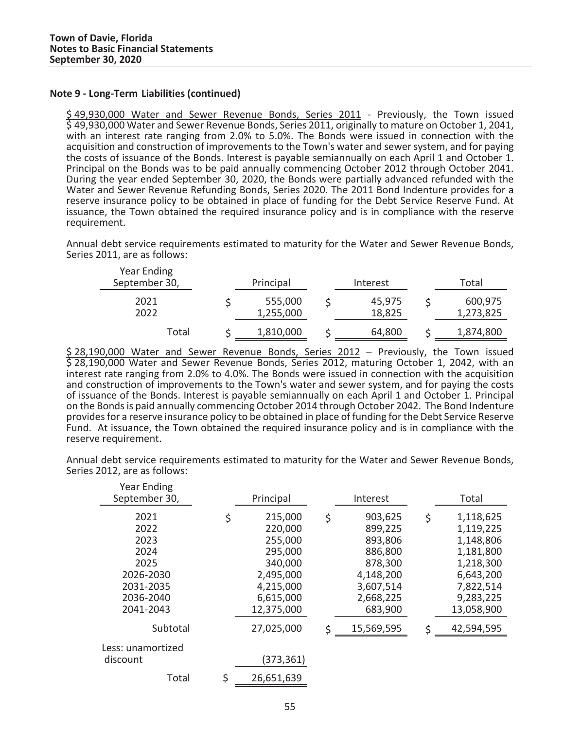**Town of Davie, Florida**
**Notes to Basic Financial Statements**
**September 30, 2020**

### Note 9 - Long-Term Liabilities (continued)

$ 49,930,000 Water and Sewer Revenue Bonds, Series 2011 - Previously, the Town issued $ 49,930,000 Water and Sewer Revenue Bonds, Series 2011, originally to mature on October 1, 2041, with an interest rate ranging from 2.0% to 5.0%. The Bonds were issued in connection with the acquisition and construction of improvements to the Town's water and sewer system, and for paying the costs of issuance of the Bonds. Interest is payable semiannually on each April 1 and October 1. Principal on the Bonds was to be paid annually commencing October 2012 through October 2041. During the year ended September 30, 2020, the Bonds were partially advanced refunded with the Water and Sewer Revenue Refunding Bonds, Series 2020. The 2011 Bond Indenture provides for a reserve insurance policy to be obtained in place of funding for the Debt Service Reserve Fund. At issuance, the Town obtained the required insurance policy and is in compliance with the reserve requirement.

Annual debt service requirements estimated to maturity for the Water and Sewer Revenue Bonds, Series 2011, are as follows:

| Year Ending September 30, | Principal | Interest | Total |
|---|---|---|---|
| 2021 | $ 555,000 | $ 45,975 | $ 600,975 |
| 2022 | 1,255,000 | 18,825 | 1,273,825 |
| Total | $ 1,810,000 | $ 64,800 | $ 1,874,800 |

$ 28,190,000 Water and Sewer Revenue Bonds, Series 2012 – Previously, the Town issued $ 28,190,000 Water and Sewer Revenue Bonds, Series 2012, maturing October 1, 2042, with an interest rate ranging from 2.0% to 4.0%. The Bonds were issued in connection with the acquisition and construction of improvements to the Town's water and sewer system, and for paying the costs of issuance of the Bonds. Interest is payable semiannually on each April 1 and October 1. Principal on the Bonds is paid annually commencing October 2014 through October 2042. The Bond Indenture provides for a reserve insurance policy to be obtained in place of funding for the Debt Service Reserve Fund. At issuance, the Town obtained the required insurance policy and is in compliance with the reserve requirement.

Annual debt service requirements estimated to maturity for the Water and Sewer Revenue Bonds, Series 2012, are as follows:

| Year Ending September 30, | Principal | Interest | Total |
|---|---|---|---|
| 2021 | $ 215,000 | $ 903,625 | $ 1,118,625 |
| 2022 | 220,000 | 899,225 | 1,119,225 |
| 2023 | 255,000 | 893,806 | 1,148,806 |
| 2024 | 295,000 | 886,800 | 1,181,800 |
| 2025 | 340,000 | 878,300 | 1,218,300 |
| 2026-2030 | 2,495,000 | 4,148,200 | 6,643,200 |
| 2031-2035 | 4,215,000 | 3,607,514 | 7,822,514 |
| 2036-2040 | 6,615,000 | 2,668,225 | 9,283,225 |
| 2041-2043 | 12,375,000 | 683,900 | 13,058,900 |
| Subtotal | 27,025,000 | $ 15,569,595 | $ 42,594,595 |
| Less: unamortized discount | (373,361) | | |
| Total | $ 26,651,639 | | |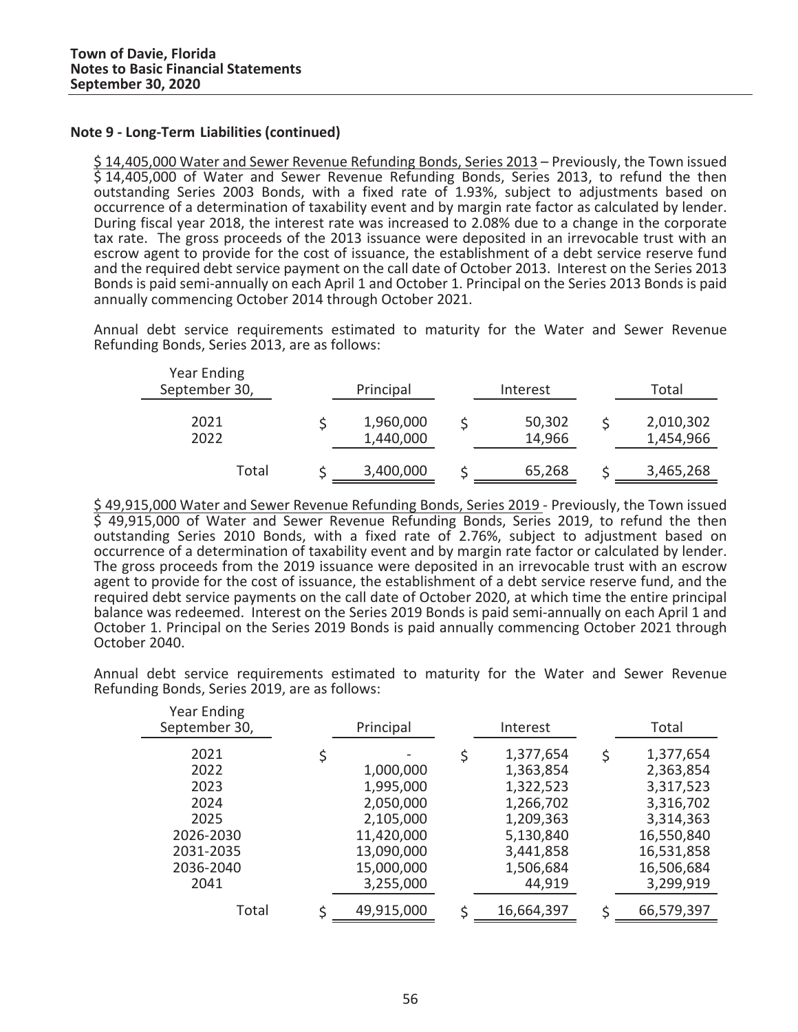**Town of Davie, Florida**
**Notes to Basic Financial Statements**
**September 30, 2020**

### Note 9 - Long-Term Liabilities (continued)

$ 14,405,000 Water and Sewer Revenue Refunding Bonds, Series 2013 – Previously, the Town issued $ 14,405,000 of Water and Sewer Revenue Refunding Bonds, Series 2013, to refund the then outstanding Series 2003 Bonds, with a fixed rate of 1.93%, subject to adjustments based on occurrence of a determination of taxability event and by margin rate factor as calculated by lender. During fiscal year 2018, the interest rate was increased to 2.08% due to a change in the corporate tax rate. The gross proceeds of the 2013 issuance were deposited in an irrevocable trust with an escrow agent to provide for the cost of issuance, the establishment of a debt service reserve fund and the required debt service payment on the call date of October 2013. Interest on the Series 2013 Bonds is paid semi-annually on each April 1 and October 1. Principal on the Series 2013 Bonds is paid annually commencing October 2014 through October 2021.

Annual debt service requirements estimated to maturity for the Water and Sewer Revenue Refunding Bonds, Series 2013, are as follows:

| Year Ending September 30, | Principal | Interest | Total |
|---|---|---|---|
| 2021 | $ 1,960,000 | $ 50,302 | $ 2,010,302 |
| 2022 | 1,440,000 | 14,966 | 1,454,966 |
| Total | $ 3,400,000 | $ 65,268 | $ 3,465,268 |

$ 49,915,000 Water and Sewer Revenue Refunding Bonds, Series 2019 - Previously, the Town issued $ 49,915,000 of Water and Sewer Revenue Refunding Bonds, Series 2019, to refund the then outstanding Series 2010 Bonds, with a fixed rate of 2.76%, subject to adjustment based on occurrence of a determination of taxability event and by margin rate factor or calculated by lender. The gross proceeds from the 2019 issuance were deposited in an irrevocable trust with an escrow agent to provide for the cost of issuance, the establishment of a debt service reserve fund, and the required debt service payments on the call date of October 2020, at which time the entire principal balance was redeemed. Interest on the Series 2019 Bonds is paid semi-annually on each April 1 and October 1. Principal on the Series 2019 Bonds is paid annually commencing October 2021 through October 2040.

Annual debt service requirements estimated to maturity for the Water and Sewer Revenue Refunding Bonds, Series 2019, are as follows:

| Year Ending September 30, | Principal | Interest | Total |
|---|---|---|---|
| 2021 | $ - | $ 1,377,654 | $ 1,377,654 |
| 2022 | 1,000,000 | 1,363,854 | 2,363,854 |
| 2023 | 1,995,000 | 1,322,523 | 3,317,523 |
| 2024 | 2,050,000 | 1,266,702 | 3,316,702 |
| 2025 | 2,105,000 | 1,209,363 | 3,314,363 |
| 2026-2030 | 11,420,000 | 5,130,840 | 16,550,840 |
| 2031-2035 | 13,090,000 | 3,441,858 | 16,531,858 |
| 2036-2040 | 15,000,000 | 1,506,684 | 16,506,684 |
| 2041 | 3,255,000 | 44,919 | 3,299,919 |
| Total | $ 49,915,000 | $ 16,664,397 | $ 66,579,397 |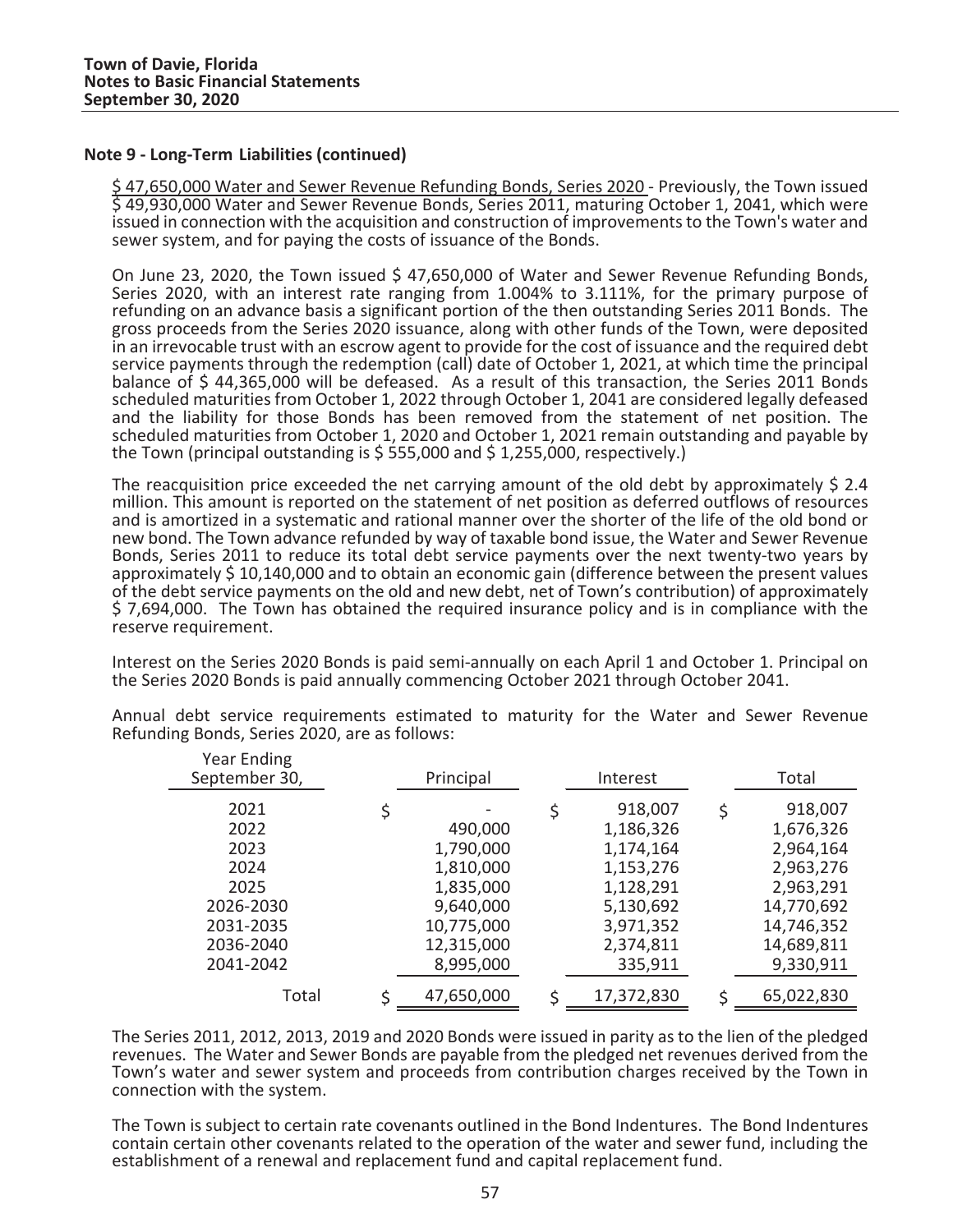## Note 9 - Long-Term Liabilities (continued)

<u>$ 47,650,000 Water and Sewer Revenue Refunding Bonds, Series 2020</u> - Previously, the Town issued $ 49,930,000 Water and Sewer Revenue Bonds, Series 2011, maturing October 1, 2041, which were issued in connection with the acquisition and construction of improvements to the Town's water and sewer system, and for paying the costs of issuance of the Bonds.

On June 23, 2020, the Town issued $ 47,650,000 of Water and Sewer Revenue Refunding Bonds, Series 2020, with an interest rate ranging from 1.004% to 3.111%, for the primary purpose of refunding on an advance basis a significant portion of the then outstanding Series 2011 Bonds. The gross proceeds from the Series 2020 issuance, along with other funds of the Town, were deposited in an irrevocable trust with an escrow agent to provide for the cost of issuance and the required debt service payments through the redemption (call) date of October 1, 2021, at which time the principal balance of $ 44,365,000 will be defeased. As a result of this transaction, the Series 2011 Bonds scheduled maturities from October 1, 2022 through October 1, 2041 are considered legally defeased and the liability for those Bonds has been removed from the statement of net position. The scheduled maturities from October 1, 2020 and October 1, 2021 remain outstanding and payable by the Town (principal outstanding is $ 555,000 and $ 1,255,000, respectively.)

The reacquisition price exceeded the net carrying amount of the old debt by approximately $ 2.4 million. This amount is reported on the statement of net position as deferred outflows of resources and is amortized in a systematic and rational manner over the shorter of the life of the old bond or new bond. The Town advance refunded by way of taxable bond issue, the Water and Sewer Revenue Bonds, Series 2011 to reduce its total debt service payments over the next twenty-two years by approximately $ 10,140,000 and to obtain an economic gain (difference between the present values of the debt service payments on the old and new debt, net of Town's contribution) of approximately $ 7,694,000. The Town has obtained the required insurance policy and is in compliance with the reserve requirement.

Interest on the Series 2020 Bonds is paid semi-annually on each April 1 and October 1. Principal on the Series 2020 Bonds is paid annually commencing October 2021 through October 2041.

Annual debt service requirements estimated to maturity for the Water and Sewer Revenue Refunding Bonds, Series 2020, are as follows:

| Year Ending September 30, | Principal | Interest | Total |
|---|---|---|---|
| 2021 | $ - | $ 918,007 | $ 918,007 |
| 2022 | 490,000 | 1,186,326 | 1,676,326 |
| 2023 | 1,790,000 | 1,174,164 | 2,964,164 |
| 2024 | 1,810,000 | 1,153,276 | 2,963,276 |
| 2025 | 1,835,000 | 1,128,291 | 2,963,291 |
| 2026-2030 | 9,640,000 | 5,130,692 | 14,770,692 |
| 2031-2035 | 10,775,000 | 3,971,352 | 14,746,352 |
| 2036-2040 | 12,315,000 | 2,374,811 | 14,689,811 |
| 2041-2042 | 8,995,000 | 335,911 | 9,330,911 |
| Total | $ 47,650,000 | $ 17,372,830 | $ 65,022,830 |

The Series 2011, 2012, 2013, 2019 and 2020 Bonds were issued in parity as to the lien of the pledged revenues. The Water and Sewer Bonds are payable from the pledged net revenues derived from the Town's water and sewer system and proceeds from contribution charges received by the Town in connection with the system.

The Town is subject to certain rate covenants outlined in the Bond Indentures. The Bond Indentures contain certain other covenants related to the operation of the water and sewer fund, including the establishment of a renewal and replacement fund and capital replacement fund.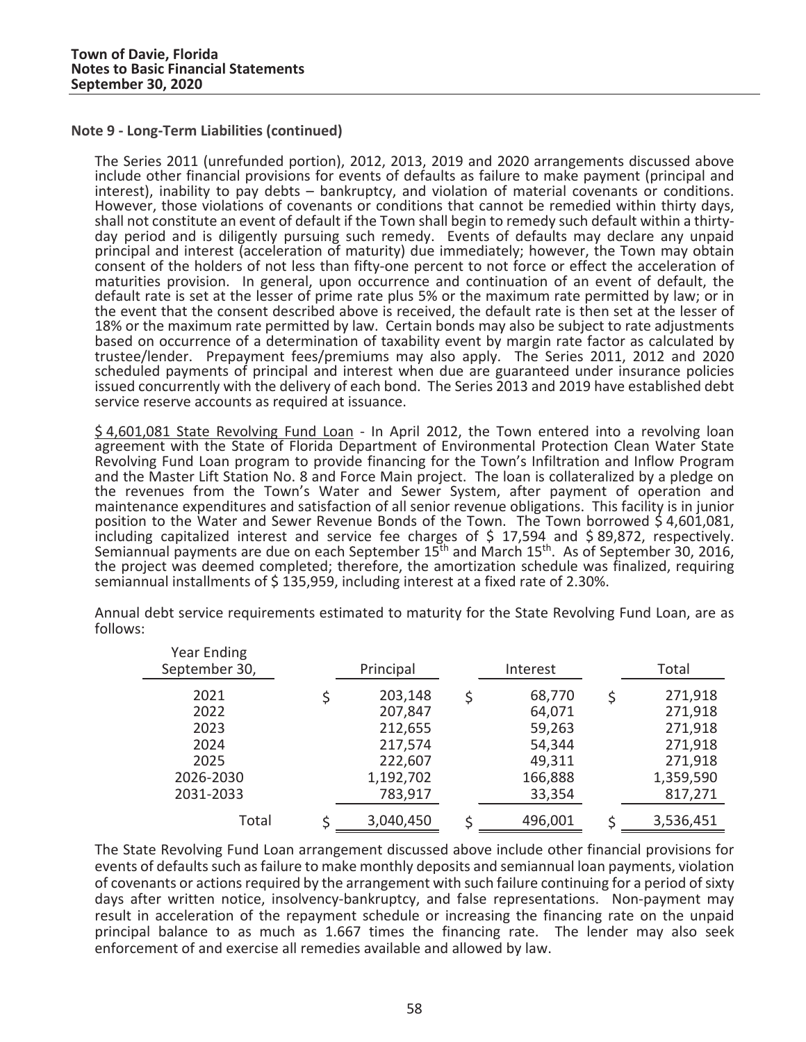**Note 9 - Long-Term Liabilities (continued)**

The Series 2011 (unrefunded portion), 2012, 2013, 2019 and 2020 arrangements discussed above include other financial provisions for events of defaults as failure to make payment (principal and interest), inability to pay debts – bankruptcy, and violation of material covenants or conditions. However, those violations of covenants or conditions that cannot be remedied within thirty days, shall not constitute an event of default if the Town shall begin to remedy such default within a thirty-day period and is diligently pursuing such remedy. Events of defaults may declare any unpaid principal and interest (acceleration of maturity) due immediately; however, the Town may obtain consent of the holders of not less than fifty-one percent to not force or effect the acceleration of maturities provision. In general, upon occurrence and continuation of an event of default, the default rate is set at the lesser of prime rate plus 5% or the maximum rate permitted by law; or in the event that the consent described above is received, the default rate is then set at the lesser of 18% or the maximum rate permitted by law. Certain bonds may also be subject to rate adjustments based on occurrence of a determination of taxability event by margin rate factor as calculated by trustee/lender. Prepayment fees/premiums may also apply. The Series 2011, 2012 and 2020 scheduled payments of principal and interest when due are guaranteed under insurance policies issued concurrently with the delivery of each bond. The Series 2013 and 2019 have established debt service reserve accounts as required at issuance.

$ 4,601,081 State Revolving Fund Loan - In April 2012, the Town entered into a revolving loan agreement with the State of Florida Department of Environmental Protection Clean Water State Revolving Fund Loan program to provide financing for the Town's Infiltration and Inflow Program and the Master Lift Station No. 8 and Force Main project. The loan is collateralized by a pledge on the revenues from the Town's Water and Sewer System, after payment of operation and maintenance expenditures and satisfaction of all senior revenue obligations. This facility is in junior position to the Water and Sewer Revenue Bonds of the Town. The Town borrowed $ 4,601,081, including capitalized interest and service fee charges of $ 17,594 and $ 89,872, respectively. Semiannual payments are due on each September 15th and March 15th. As of September 30, 2016, the project was deemed completed; therefore, the amortization schedule was finalized, requiring semiannual installments of $ 135,959, including interest at a fixed rate of 2.30%.

Annual debt service requirements estimated to maturity for the State Revolving Fund Loan, are as follows:

| Year Ending September 30, | Principal | Interest | Total |
|---|---|---|---|
| 2021 | $ 203,148 | $ 68,770 | $ 271,918 |
| 2022 | 207,847 | 64,071 | 271,918 |
| 2023 | 212,655 | 59,263 | 271,918 |
| 2024 | 217,574 | 54,344 | 271,918 |
| 2025 | 222,607 | 49,311 | 271,918 |
| 2026-2030 | 1,192,702 | 166,888 | 1,359,590 |
| 2031-2033 | 783,917 | 33,354 | 817,271 |
| Total | $ 3,040,450 | $ 496,001 | $ 3,536,451 |

The State Revolving Fund Loan arrangement discussed above include other financial provisions for events of defaults such as failure to make monthly deposits and semiannual loan payments, violation of covenants or actions required by the arrangement with such failure continuing for a period of sixty days after written notice, insolvency-bankruptcy, and false representations. Non-payment may result in acceleration of the repayment schedule or increasing the financing rate on the unpaid principal balance to as much as 1.667 times the financing rate. The lender may also seek enforcement of and exercise all remedies available and allowed by law.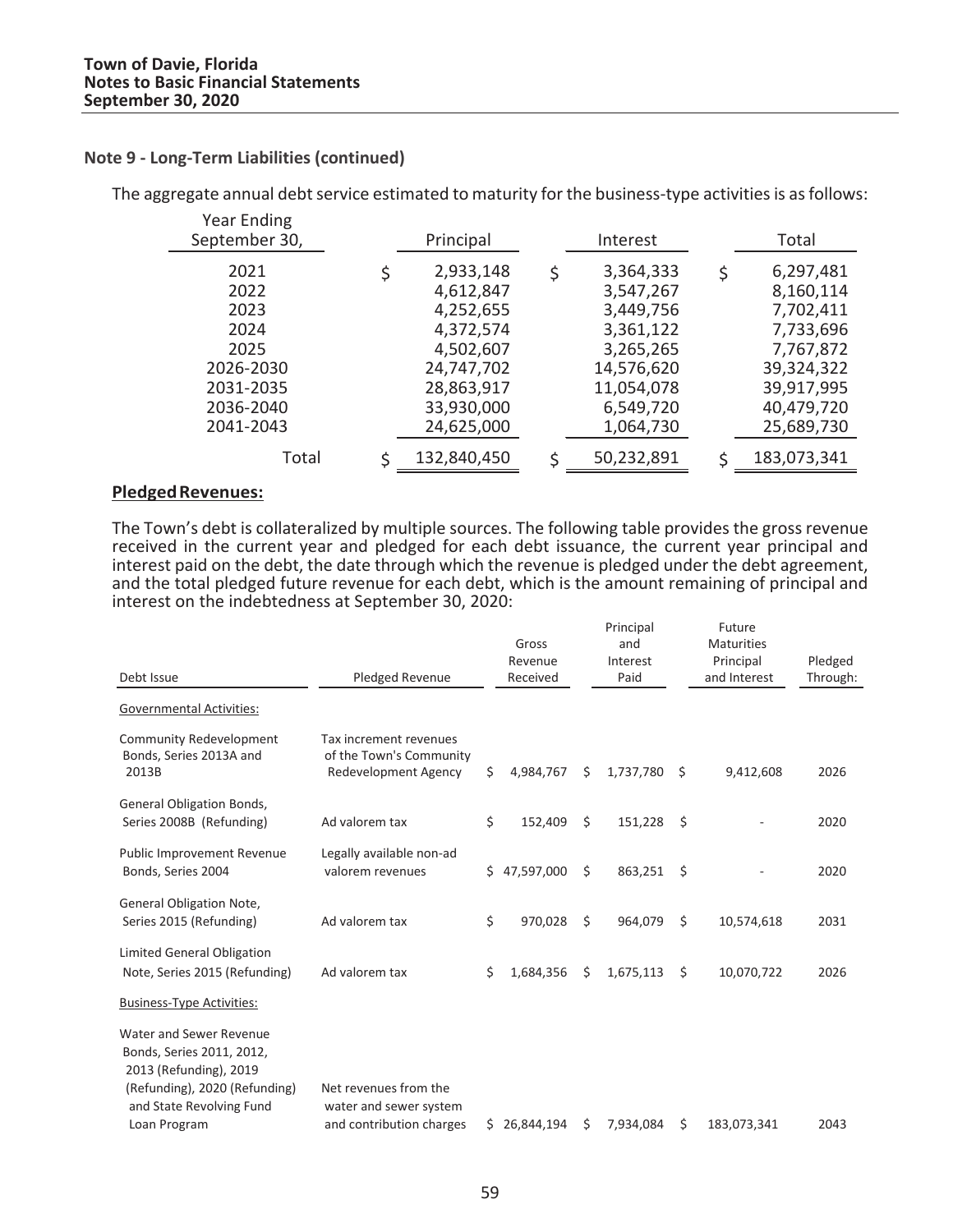## Note 9 - Long-Term Liabilities (continued)

The aggregate annual debt service estimated to maturity for the business-type activities is as follows:

| Year Ending September 30, | Principal | Interest | Total |
|---|---|---|---|
| 2021 | $ 2,933,148 | $ 3,364,333 | $ 6,297,481 |
| 2022 | 4,612,847 | 3,547,267 | 8,160,114 |
| 2023 | 4,252,655 | 3,449,756 | 7,702,411 |
| 2024 | 4,372,574 | 3,361,122 | 7,733,696 |
| 2025 | 4,502,607 | 3,265,265 | 7,767,872 |
| 2026-2030 | 24,747,702 | 14,576,620 | 39,324,322 |
| 2031-2035 | 28,863,917 | 11,054,078 | 39,917,995 |
| 2036-2040 | 33,930,000 | 6,549,720 | 40,479,720 |
| 2041-2043 | 24,625,000 | 1,064,730 | 25,689,730 |
| Total | $ 132,840,450 | $ 50,232,891 | $ 183,073,341 |

**Pledged Revenues:**

The Town's debt is collateralized by multiple sources. The following table provides the gross revenue received in the current year and pledged for each debt issuance, the current year principal and interest paid on the debt, the date through which the revenue is pledged under the debt agreement, and the total pledged future revenue for each debt, which is the amount remaining of principal and interest on the indebtedness at September 30, 2020:

| Debt Issue | Pledged Revenue | Gross Revenue Received | Principal and Interest Paid | Future Maturities Principal and Interest | Pledged Through: |
|---|---|---|---|---|---|
| Governmental Activities: | | | | | |
| Community Redevelopment Bonds, Series 2013A and 2013B | Tax increment revenues of the Town's Community Redevelopment Agency | $ 4,984,767 | $ 1,737,780 | $ 9,412,608 | 2026 |
| General Obligation Bonds, Series 2008B (Refunding) | Ad valorem tax | $ 152,409 | $ 151,228 | $ - | 2020 |
| Public Improvement Revenue Bonds, Series 2004 | Legally available non-ad valorem revenues | $ 47,597,000 | $ 863,251 | $ - | 2020 |
| General Obligation Note, Series 2015 (Refunding) | Ad valorem tax | $ 970,028 | $ 964,079 | $ 10,574,618 | 2031 |
| Limited General Obligation Note, Series 2015 (Refunding) | Ad valorem tax | $ 1,684,356 | $ 1,675,113 | $ 10,070,722 | 2026 |
| Business-Type Activities: | | | | | |
| Water and Sewer Revenue Bonds, Series 2011, 2012, 2013 (Refunding), 2019 (Refunding), 2020 (Refunding) and State Revolving Fund Loan Program | Net revenues from the water and sewer system and contribution charges | $ 26,844,194 | $ 7,934,084 | $ 183,073,341 | 2043 |